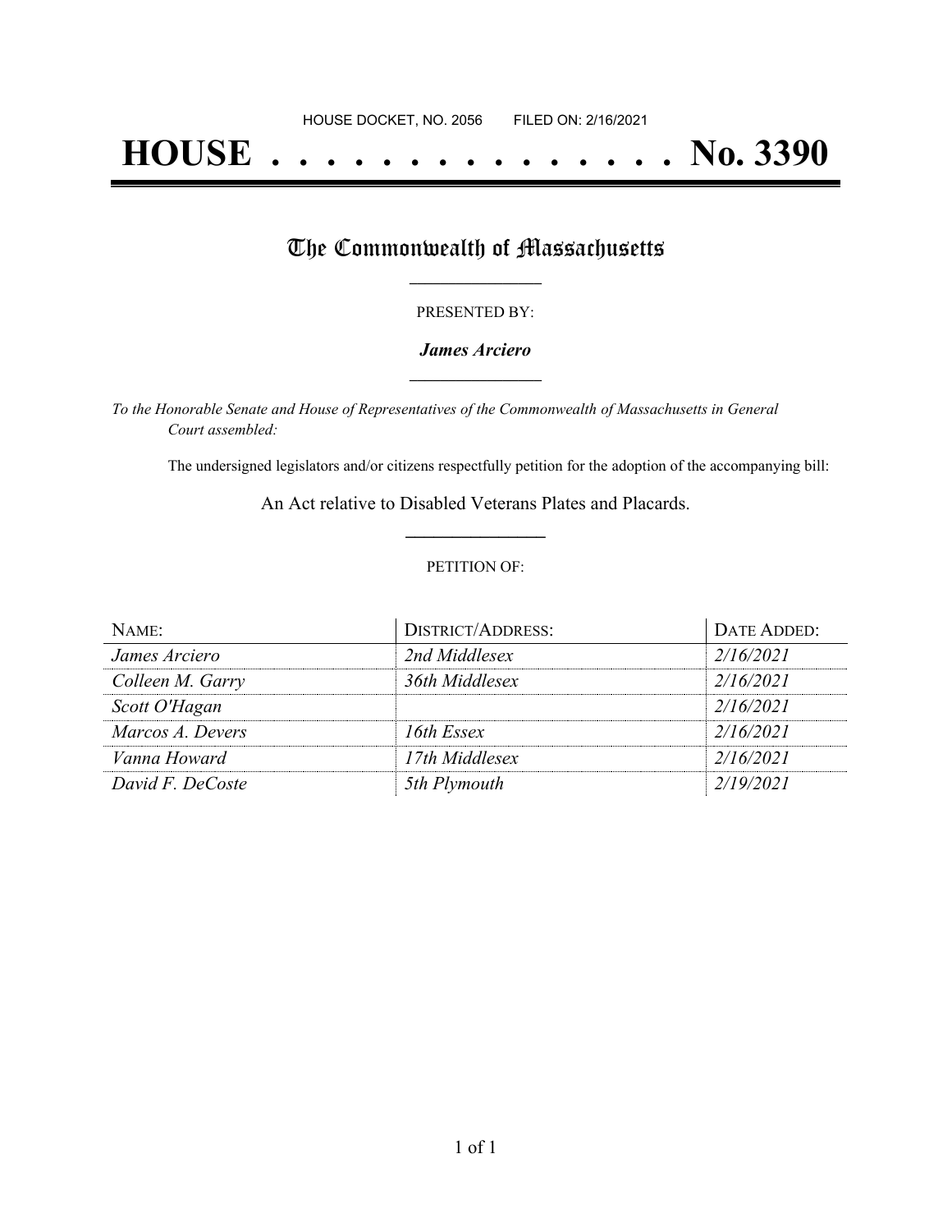HOUSE DOCKET, NO. 2056        FILED ON: 2/16/2021

# HOUSE . . . . . . . . . . . . . . . No. 3390

## The Commonwealth of Massachusetts

PRESENTED BY:

***James Arciero***

*To the Honorable Senate and House of Representatives of the Commonwealth of Massachusetts in General Court assembled:*

The undersigned legislators and/or citizens respectfully petition for the adoption of the accompanying bill:

An Act relative to Disabled Veterans Plates and Placards.

PETITION OF:

| NAME: | DISTRICT/ADDRESS: | DATE ADDED: |
|---|---|---|
| *James Arciero* | *2nd Middlesex* | *2/16/2021* |
| *Colleen M. Garry* | *36th Middlesex* | *2/16/2021* |
| *Scott O'Hagan* | | *2/16/2021* |
| *Marcos A. Devers* | *16th Essex* | *2/16/2021* |
| *Vanna Howard* | *17th Middlesex* | *2/16/2021* |
| *David F. DeCoste* | *5th Plymouth* | *2/19/2021* |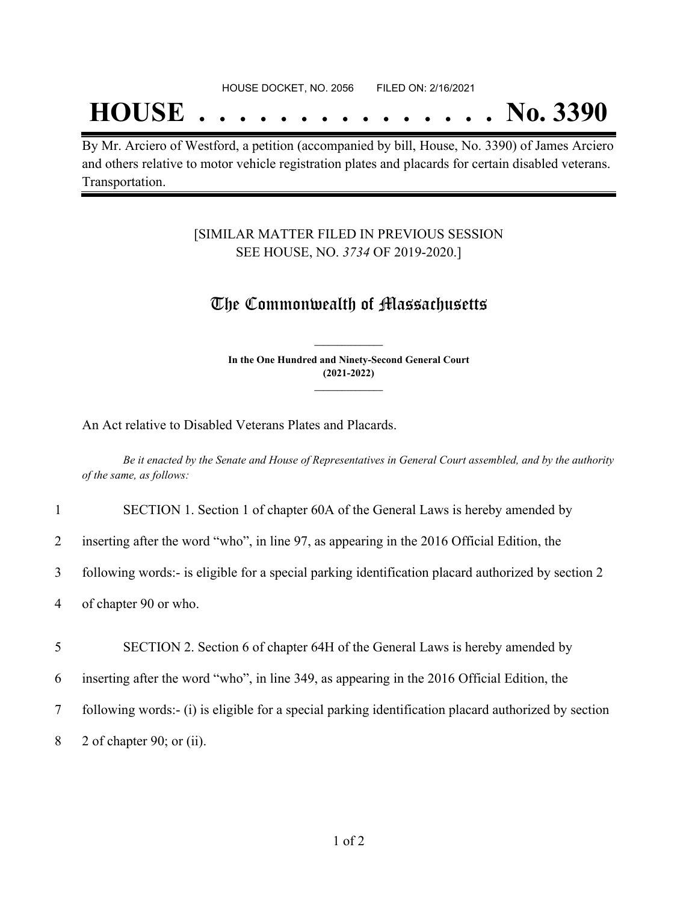HOUSE DOCKET, NO. 2056        FILED ON: 2/16/2021

# HOUSE . . . . . . . . . . . . . . . No. 3390

By Mr. Arciero of Westford, a petition (accompanied by bill, House, No. 3390) of James Arciero and others relative to motor vehicle registration plates and placards for certain disabled veterans. Transportation.

[SIMILAR MATTER FILED IN PREVIOUS SESSION
SEE HOUSE, NO. *3734* OF 2019-2020.]

## The Commonwealth of Massachusetts

**In the One Hundred and Ninety-Second General Court**
**(2021-2022)**

An Act relative to Disabled Veterans Plates and Placards.

*Be it enacted by the Senate and House of Representatives in General Court assembled, and by the authority of the same, as follows:*

1 SECTION 1. Section 1 of chapter 60A of the General Laws is hereby amended by
2 inserting after the word "who", in line 97, as appearing in the 2016 Official Edition, the
3 following words:- is eligible for a special parking identification placard authorized by section 2
4 of chapter 90 or who.

5 SECTION 2. Section 6 of chapter 64H of the General Laws is hereby amended by
6 inserting after the word "who", in line 349, as appearing in the 2016 Official Edition, the
7 following words:- (i) is eligible for a special parking identification placard authorized by section
8 2 of chapter 90; or (ii).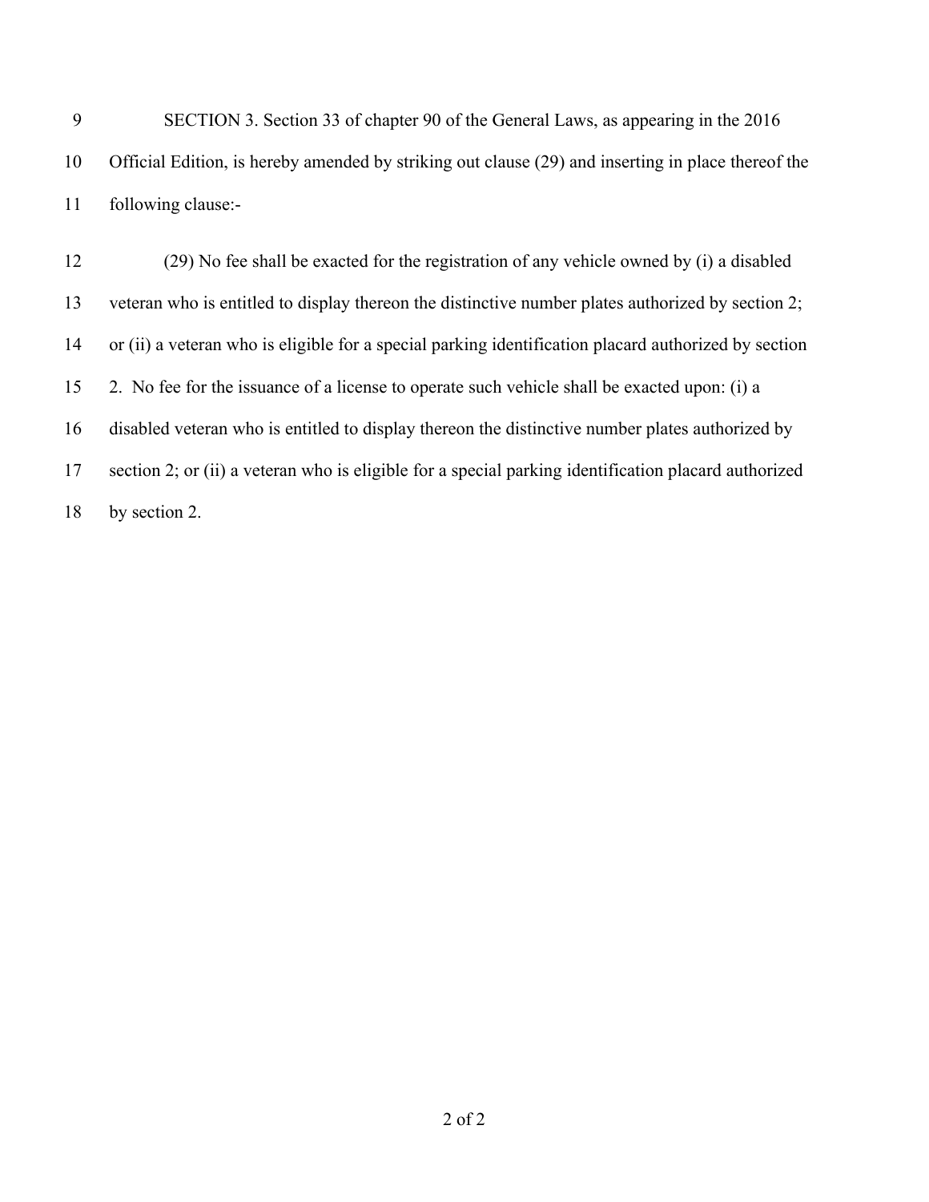SECTION 3. Section 33 of chapter 90 of the General Laws, as appearing in the 2016 Official Edition, is hereby amended by striking out clause (29) and inserting in place thereof the following clause:-

(29) No fee shall be exacted for the registration of any vehicle owned by (i) a disabled veteran who is entitled to display thereon the distinctive number plates authorized by section 2; or (ii) a veteran who is eligible for a special parking identification placard authorized by section 2. No fee for the issuance of a license to operate such vehicle shall be exacted upon: (i) a disabled veteran who is entitled to display thereon the distinctive number plates authorized by section 2; or (ii) a veteran who is eligible for a special parking identification placard authorized by section 2.